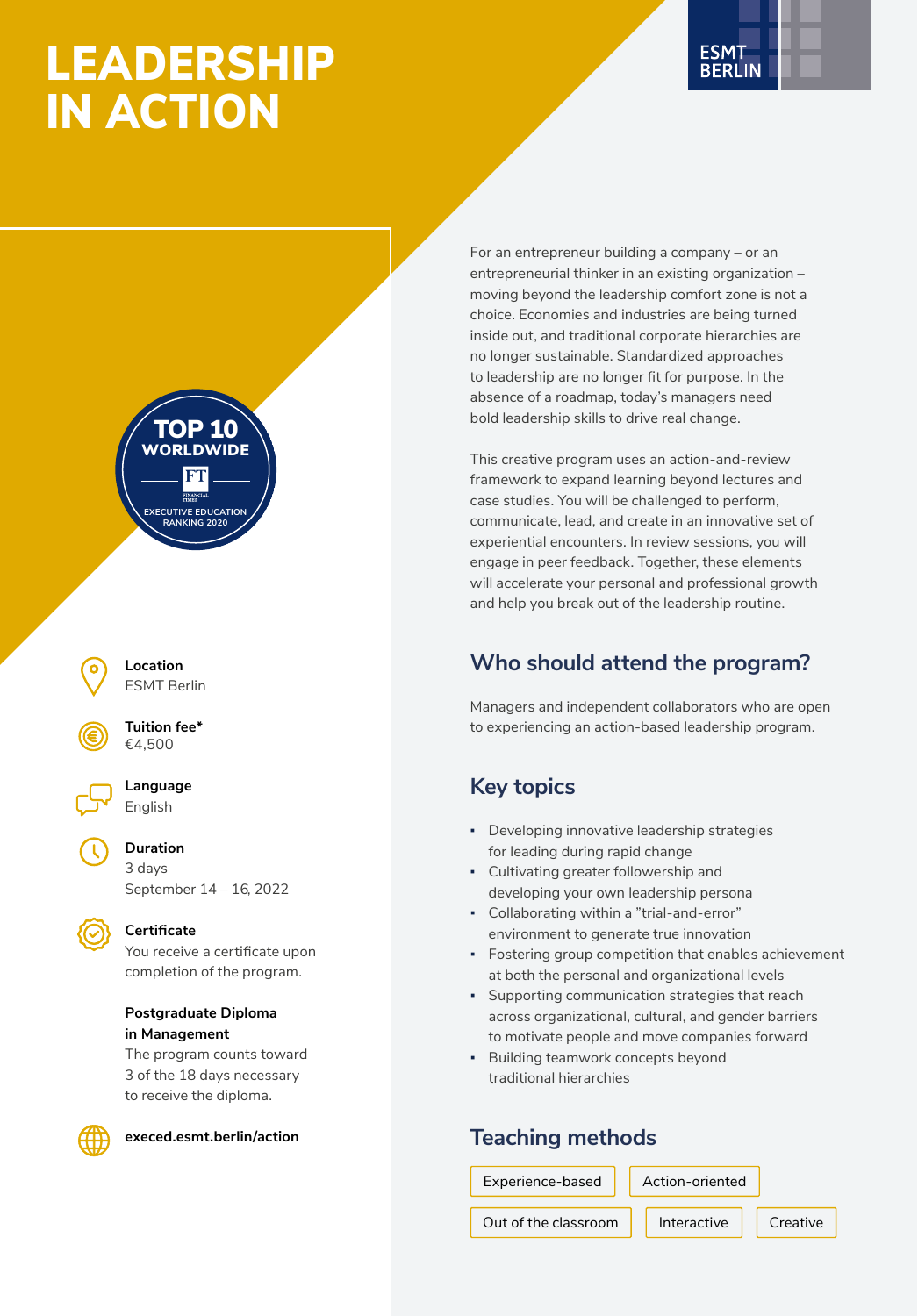# LEADERSHIP IN ACTION

ESMT BERLIN

TOP 10 WORLDWIDE
FT
EXECUTIVE EDUCATION RANKING 2020

**Location**
ESMT Berlin

**Tuition fee***
€4,500

**Language**
English

**Duration**
3 days
September 14 – 16, 2022

**Certificate**
You receive a certificate upon completion of the program.

**Postgraduate Diploma in Management**
The program counts toward 3 of the 18 days necessary to receive the diploma.

**execed.esmt.berlin/action**

For an entrepreneur building a company – or an entrepreneurial thinker in an existing organization – moving beyond the leadership comfort zone is not a choice. Economies and industries are being turned inside out, and traditional corporate hierarchies are no longer sustainable. Standardized approaches to leadership are no longer fit for purpose. In the absence of a roadmap, today's managers need bold leadership skills to drive real change.

This creative program uses an action-and-review framework to expand learning beyond lectures and case studies. You will be challenged to perform, communicate, lead, and create in an innovative set of experiential encounters. In review sessions, you will engage in peer feedback. Together, these elements will accelerate your personal and professional growth and help you break out of the leadership routine.

## Who should attend the program?

Managers and independent collaborators who are open to experiencing an action-based leadership program.

## Key topics

- Developing innovative leadership strategies for leading during rapid change
- Cultivating greater followership and developing your own leadership persona
- Collaborating within a "trial-and-error" environment to generate true innovation
- Fostering group competition that enables achievement at both the personal and organizational levels
- Supporting communication strategies that reach across organizational, cultural, and gender barriers to motivate people and move companies forward
- Building teamwork concepts beyond traditional hierarchies

## Teaching methods

Experience-based | Action-oriented | Out of the classroom | Interactive | Creative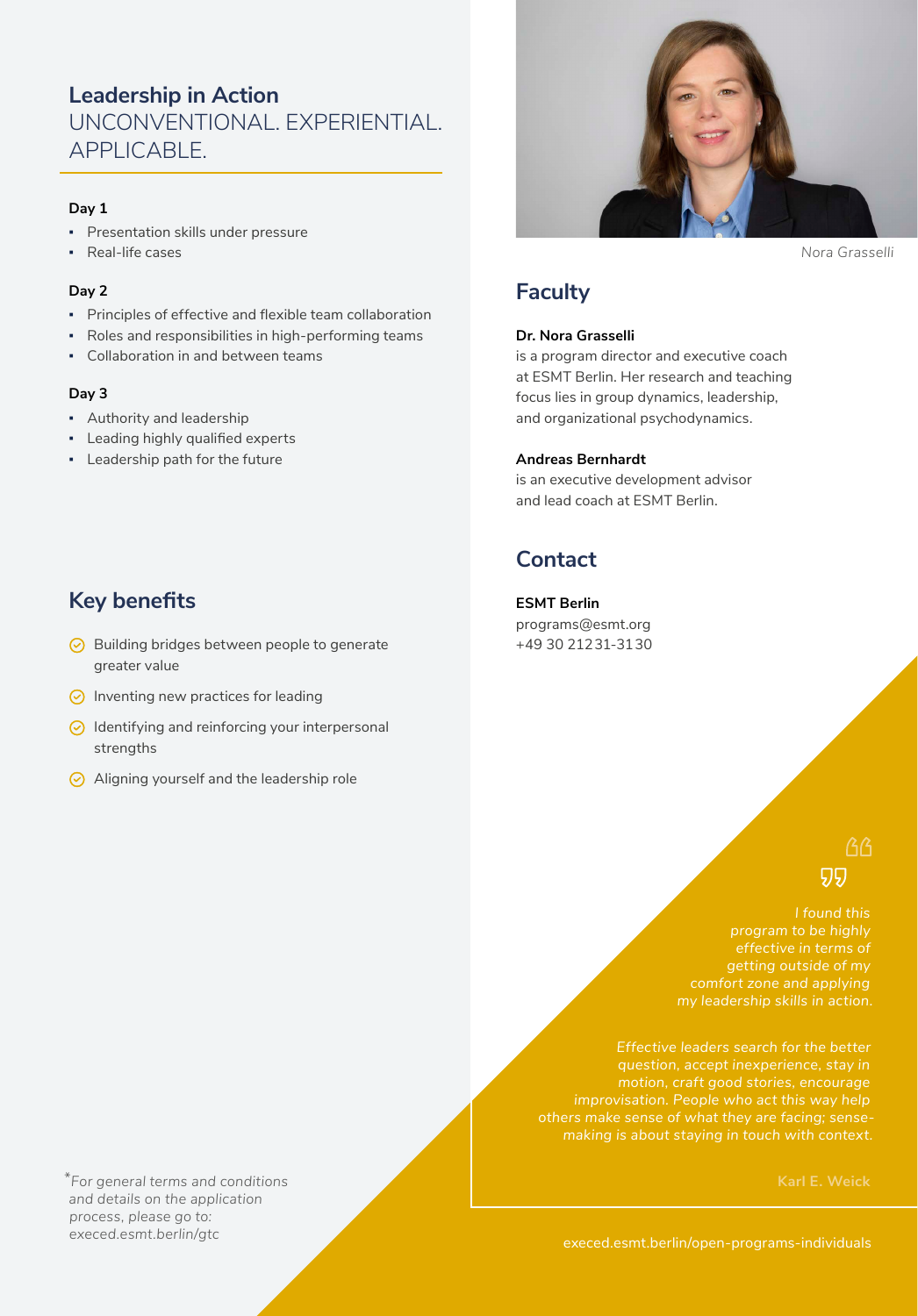## Leadership in Action

UNCONVENTIONAL. EXPERIENTIAL. APPLICABLE.

**Day 1**

- Presentation skills under pressure
- Real-life cases

**Day 2**

- Principles of effective and flexible team collaboration
- Roles and responsibilities in high-performing teams
- Collaboration in and between teams

**Day 3**

- Authority and leadership
- Leading highly qualified experts
- Leadership path for the future

## Key benefits

- Building bridges between people to generate greater value
- Inventing new practices for leading
- Identifying and reinforcing your interpersonal strengths
- Aligning yourself and the leadership role

*Nora Grasselli*

## Faculty

**Dr. Nora Grasselli**
is a program director and executive coach at ESMT Berlin. Her research and teaching focus lies in group dynamics, leadership, and organizational psychodynamics.

**Andreas Bernhardt**
is an executive development advisor and lead coach at ESMT Berlin.

## Contact

**ESMT Berlin**
programs@esmt.org
+49 30 21231-3130

*I found this program to be highly effective in terms of getting outside of my comfort zone and applying my leadership skills in action.*

*Effective leaders search for the better question, accept inexperience, stay in motion, craft good stories, encourage improvisation. People who act this way help others make sense of what they are facing; sense-making is about staying in touch with context.*

**Karl E. Weick**

*\*For general terms and conditions and details on the application process, please go to: execed.esmt.berlin/gtc*

execed.esmt.berlin/open-programs-individuals